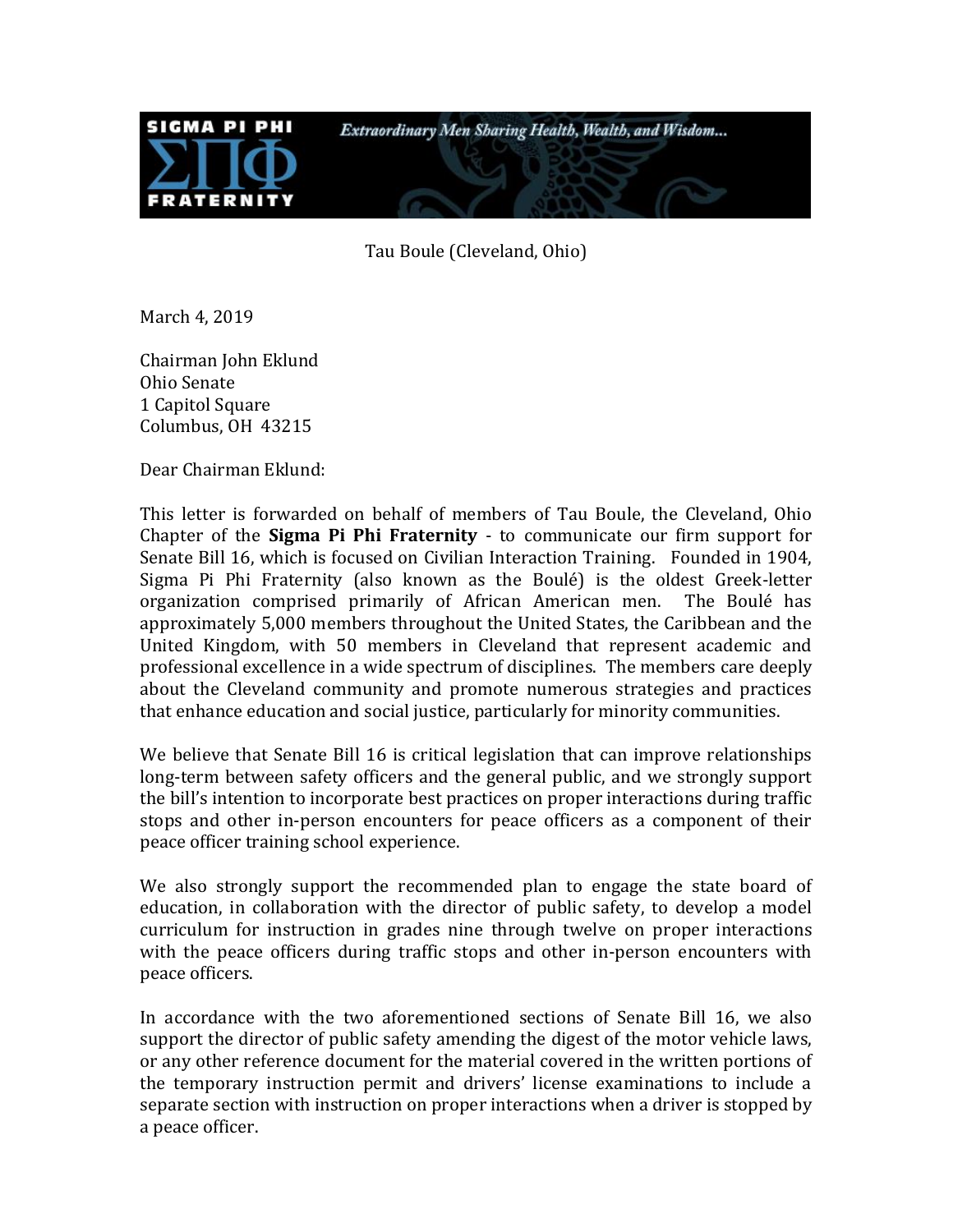SIGMA PI PHI

ΣΠΦ

FRATERNITY

*Extraordinary Men Sharing Health, Wealth, and Wisdom...*

Tau Boule (Cleveland, Ohio)

March 4, 2019

Chairman John Eklund
Ohio Senate
1 Capitol Square
Columbus, OH 43215

Dear Chairman Eklund:

This letter is forwarded on behalf of members of Tau Boule, the Cleveland, Ohio Chapter of the **Sigma Pi Phi Fraternity** - to communicate our firm support for Senate Bill 16, which is focused on Civilian Interaction Training. Founded in 1904, Sigma Pi Phi Fraternity (also known as the Boulé) is the oldest Greek-letter organization comprised primarily of African American men. The Boulé has approximately 5,000 members throughout the United States, the Caribbean and the United Kingdom, with 50 members in Cleveland that represent academic and professional excellence in a wide spectrum of disciplines. The members care deeply about the Cleveland community and promote numerous strategies and practices that enhance education and social justice, particularly for minority communities.

We believe that Senate Bill 16 is critical legislation that can improve relationships long-term between safety officers and the general public, and we strongly support the bill's intention to incorporate best practices on proper interactions during traffic stops and other in-person encounters for peace officers as a component of their peace officer training school experience.

We also strongly support the recommended plan to engage the state board of education, in collaboration with the director of public safety, to develop a model curriculum for instruction in grades nine through twelve on proper interactions with the peace officers during traffic stops and other in-person encounters with peace officers.

In accordance with the two aforementioned sections of Senate Bill 16, we also support the director of public safety amending the digest of the motor vehicle laws, or any other reference document for the material covered in the written portions of the temporary instruction permit and drivers' license examinations to include a separate section with instruction on proper interactions when a driver is stopped by a peace officer.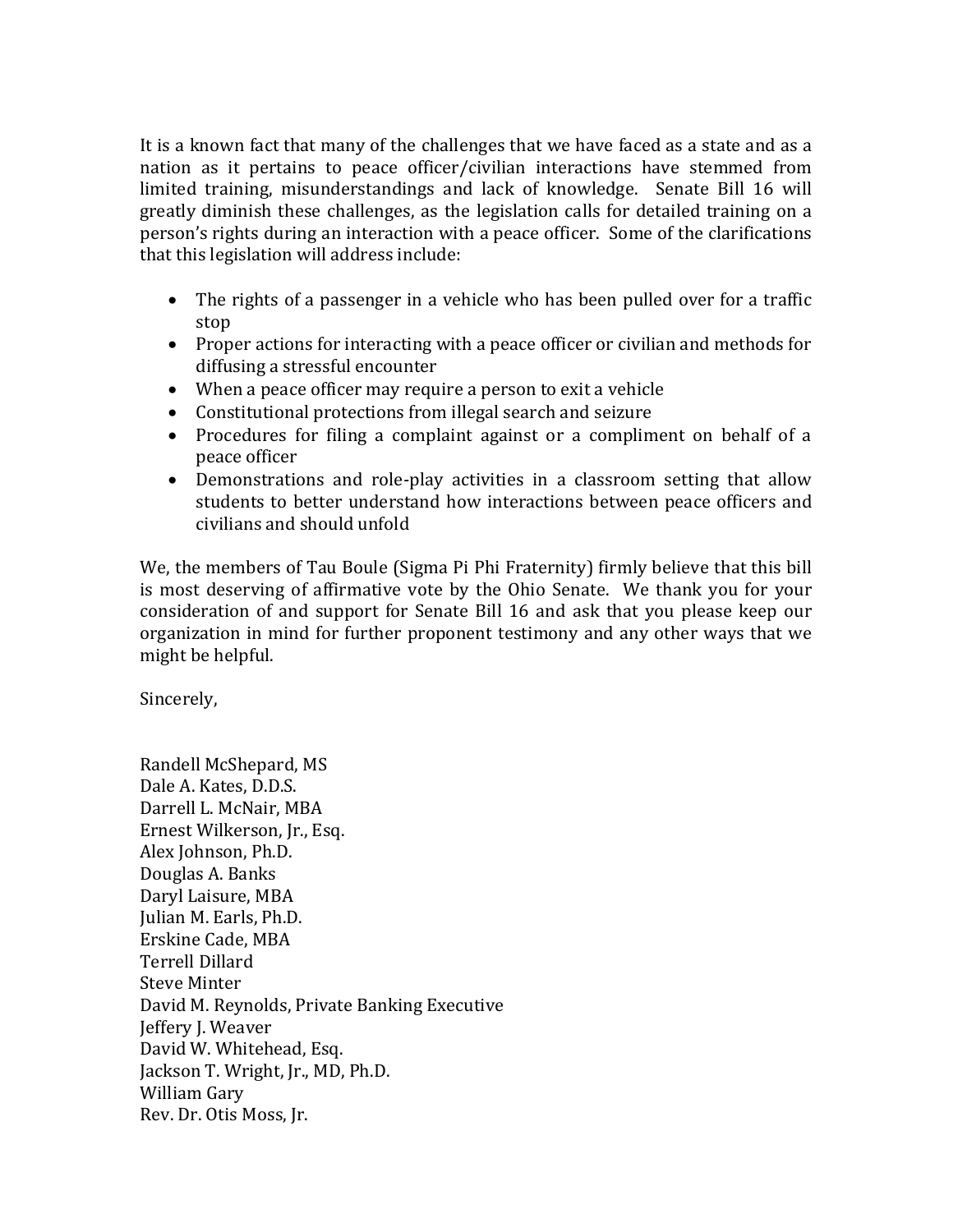It is a known fact that many of the challenges that we have faced as a state and as a nation as it pertains to peace officer/civilian interactions have stemmed from limited training, misunderstandings and lack of knowledge. Senate Bill 16 will greatly diminish these challenges, as the legislation calls for detailed training on a person's rights during an interaction with a peace officer. Some of the clarifications that this legislation will address include:

- The rights of a passenger in a vehicle who has been pulled over for a traffic stop
- Proper actions for interacting with a peace officer or civilian and methods for diffusing a stressful encounter
- When a peace officer may require a person to exit a vehicle
- Constitutional protections from illegal search and seizure
- Procedures for filing a complaint against or a compliment on behalf of a peace officer
- Demonstrations and role-play activities in a classroom setting that allow students to better understand how interactions between peace officers and civilians and should unfold

We, the members of Tau Boule (Sigma Pi Phi Fraternity) firmly believe that this bill is most deserving of affirmative vote by the Ohio Senate. We thank you for your consideration of and support for Senate Bill 16 and ask that you please keep our organization in mind for further proponent testimony and any other ways that we might be helpful.

Sincerely,

Randell McShepard, MS  
Dale A. Kates, D.D.S.  
Darrell L. McNair, MBA  
Ernest Wilkerson, Jr., Esq.  
Alex Johnson, Ph.D.  
Douglas A. Banks  
Daryl Laisure, MBA  
Julian M. Earls, Ph.D.  
Erskine Cade, MBA  
Terrell Dillard  
Steve Minter  
David M. Reynolds, Private Banking Executive  
Jeffery J. Weaver  
David W. Whitehead, Esq.  
Jackson T. Wright, Jr., MD, Ph.D.  
William Gary  
Rev. Dr. Otis Moss, Jr.